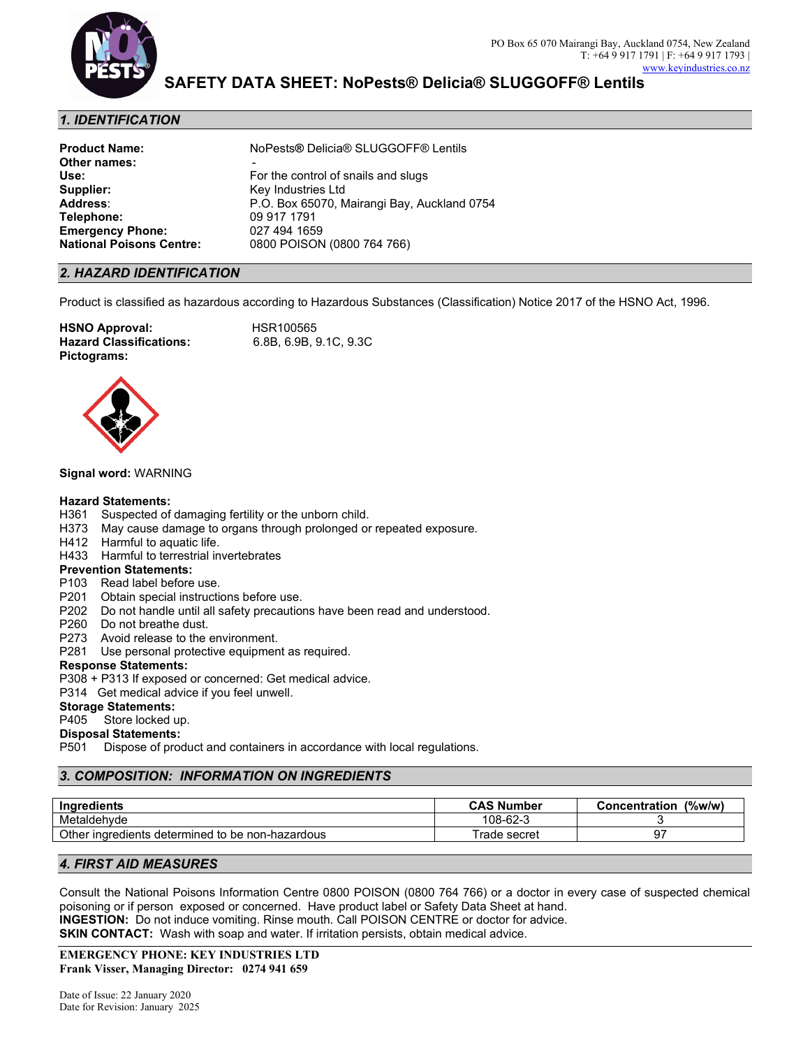PO Box 65 070 Mairangi Bay, Auckland 0754, New Zealand
T: +64 9 917 1791 | F: +64 9 917 1793 |
www.keyindustries.co.nz

# SAFETY DATA SHEET: NoPests® Delicia® SLUGGOFF® Lentils

## 1. IDENTIFICATION

**Product Name:** NoPests® Delicia® SLUGGOFF® Lentils
**Other names:** -
**Use:** For the control of snails and slugs
**Supplier:** Key Industries Ltd
**Address:** P.O. Box 65070, Mairangi Bay, Auckland 0754
**Telephone:** 09 917 1791
**Emergency Phone:** 027 494 1659
**National Poisons Centre:** 0800 POISON (0800 764 766)

## 2. HAZARD IDENTIFICATION

Product is classified as hazardous according to Hazardous Substances (Classification) Notice 2017 of the HSNO Act, 1996.

**HSNO Approval:** HSR100565
**Hazard Classifications:** 6.8B, 6.9B, 9.1C, 9.3C
**Pictograms:**

**Signal word:** WARNING

**Hazard Statements:**
H361 Suspected of damaging fertility or the unborn child.
H373 May cause damage to organs through prolonged or repeated exposure.
H412 Harmful to aquatic life.
H433 Harmful to terrestrial invertebrates

**Prevention Statements:**
P103 Read label before use.
P201 Obtain special instructions before use.
P202 Do not handle until all safety precautions have been read and understood.
P260 Do not breathe dust.
P273 Avoid release to the environment.
P281 Use personal protective equipment as required.

**Response Statements:**
P308 + P313 If exposed or concerned: Get medical advice.
P314 Get medical advice if you feel unwell.

**Storage Statements:**
P405 Store locked up.

**Disposal Statements:**
P501 Dispose of product and containers in accordance with local regulations.

## 3. COMPOSITION: INFORMATION ON INGREDIENTS

| Ingredients | CAS Number | Concentration (%w/w) |
|---|---|---|
| Metaldehyde | 108-62-3 | 3 |
| Other ingredients determined to be non-hazardous | Trade secret | 97 |

## 4. FIRST AID MEASURES

Consult the National Poisons Information Centre 0800 POISON (0800 764 766) or a doctor in every case of suspected chemical poisoning or if person exposed or concerned. Have product label or Safety Data Sheet at hand.
**INGESTION:** Do not induce vomiting. Rinse mouth. Call POISON CENTRE or doctor for advice.
**SKIN CONTACT:** Wash with soap and water. If irritation persists, obtain medical advice.

**EMERGENCY PHONE: KEY INDUSTRIES LTD**
**Frank Visser, Managing Director: 0274 941 659**

Date of Issue: 22 January 2020
Date for Revision: January 2025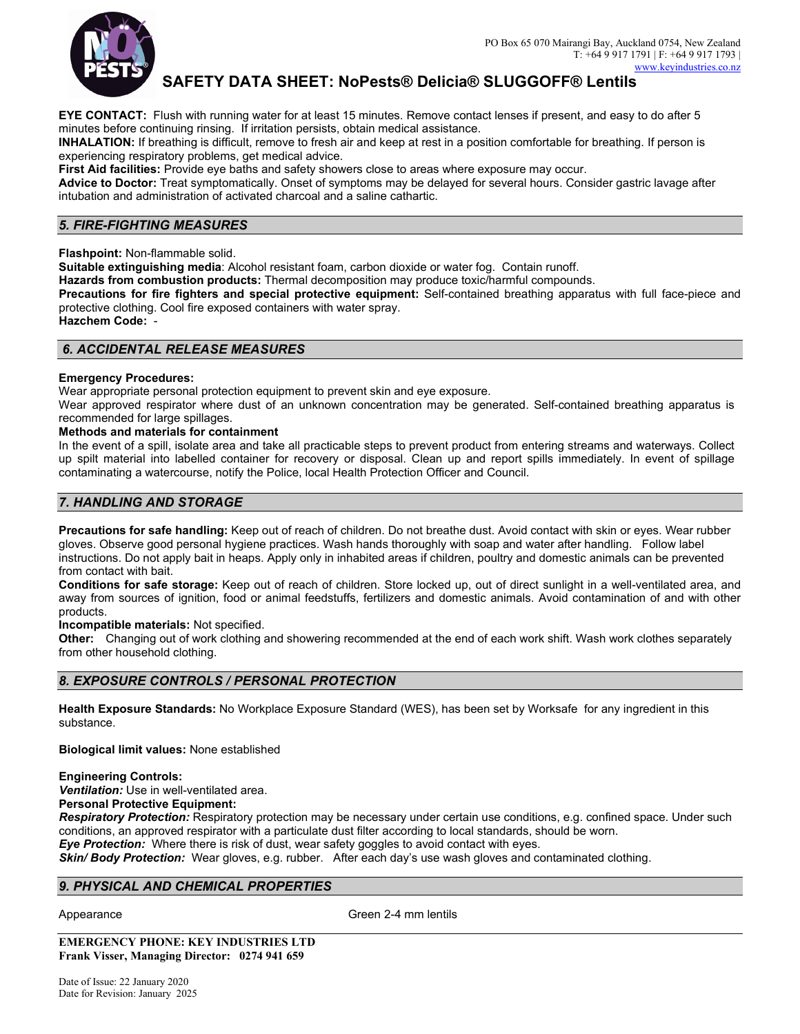**EYE CONTACT:** Flush with running water for at least 15 minutes. Remove contact lenses if present, and easy to do after 5 minutes before continuing rinsing. If irritation persists, obtain medical assistance.
**INHALATION:** If breathing is difficult, remove to fresh air and keep at rest in a position comfortable for breathing. If person is experiencing respiratory problems, get medical advice.
**First Aid facilities:** Provide eye baths and safety showers close to areas where exposure may occur.
**Advice to Doctor:** Treat symptomatically. Onset of symptoms may be delayed for several hours. Consider gastric lavage after intubation and administration of activated charcoal and a saline cathartic.

## *5. FIRE-FIGHTING MEASURES*

**Flashpoint:** Non-flammable solid.
**Suitable extinguishing media**: Alcohol resistant foam, carbon dioxide or water fog. Contain runoff.
**Hazards from combustion products:** Thermal decomposition may produce toxic/harmful compounds.
**Precautions for fire fighters and special protective equipment:** Self-contained breathing apparatus with full face-piece and protective clothing. Cool fire exposed containers with water spray.
**Hazchem Code:** -

## *6. ACCIDENTAL RELEASE MEASURES*

**Emergency Procedures:**
Wear appropriate personal protection equipment to prevent skin and eye exposure.
Wear approved respirator where dust of an unknown concentration may be generated. Self-contained breathing apparatus is recommended for large spillages.
**Methods and materials for containment**
In the event of a spill, isolate area and take all practicable steps to prevent product from entering streams and waterways. Collect up spilt material into labelled container for recovery or disposal. Clean up and report spills immediately. In event of spillage contaminating a watercourse, notify the Police, local Health Protection Officer and Council.

## *7. HANDLING AND STORAGE*

**Precautions for safe handling:** Keep out of reach of children. Do not breathe dust. Avoid contact with skin or eyes. Wear rubber gloves. Observe good personal hygiene practices. Wash hands thoroughly with soap and water after handling. Follow label instructions. Do not apply bait in heaps. Apply only in inhabited areas if children, poultry and domestic animals can be prevented from contact with bait.
**Conditions for safe storage:** Keep out of reach of children. Store locked up, out of direct sunlight in a well-ventilated area, and away from sources of ignition, food or animal feedstuffs, fertilizers and domestic animals. Avoid contamination of and with other products.
**Incompatible materials:** Not specified.
**Other:** Changing out of work clothing and showering recommended at the end of each work shift. Wash work clothes separately from other household clothing.

## *8. EXPOSURE CONTROLS / PERSONAL PROTECTION*

**Health Exposure Standards:** No Workplace Exposure Standard (WES), has been set by Worksafe for any ingredient in this substance.

**Biological limit values:** None established

**Engineering Controls:**
***Ventilation:*** Use in well-ventilated area.
**Personal Protective Equipment:**
***Respiratory Protection:*** Respiratory protection may be necessary under certain use conditions, e.g. confined space. Under such conditions, an approved respirator with a particulate dust filter according to local standards, should be worn.
***Eye Protection:*** Where there is risk of dust, wear safety goggles to avoid contact with eyes.
***Skin/ Body Protection:*** Wear gloves, e.g. rubber. After each day's use wash gloves and contaminated clothing.

## *9. PHYSICAL AND CHEMICAL PROPERTIES*

| | |
|---|---|
| Appearance | Green 2-4 mm lentils |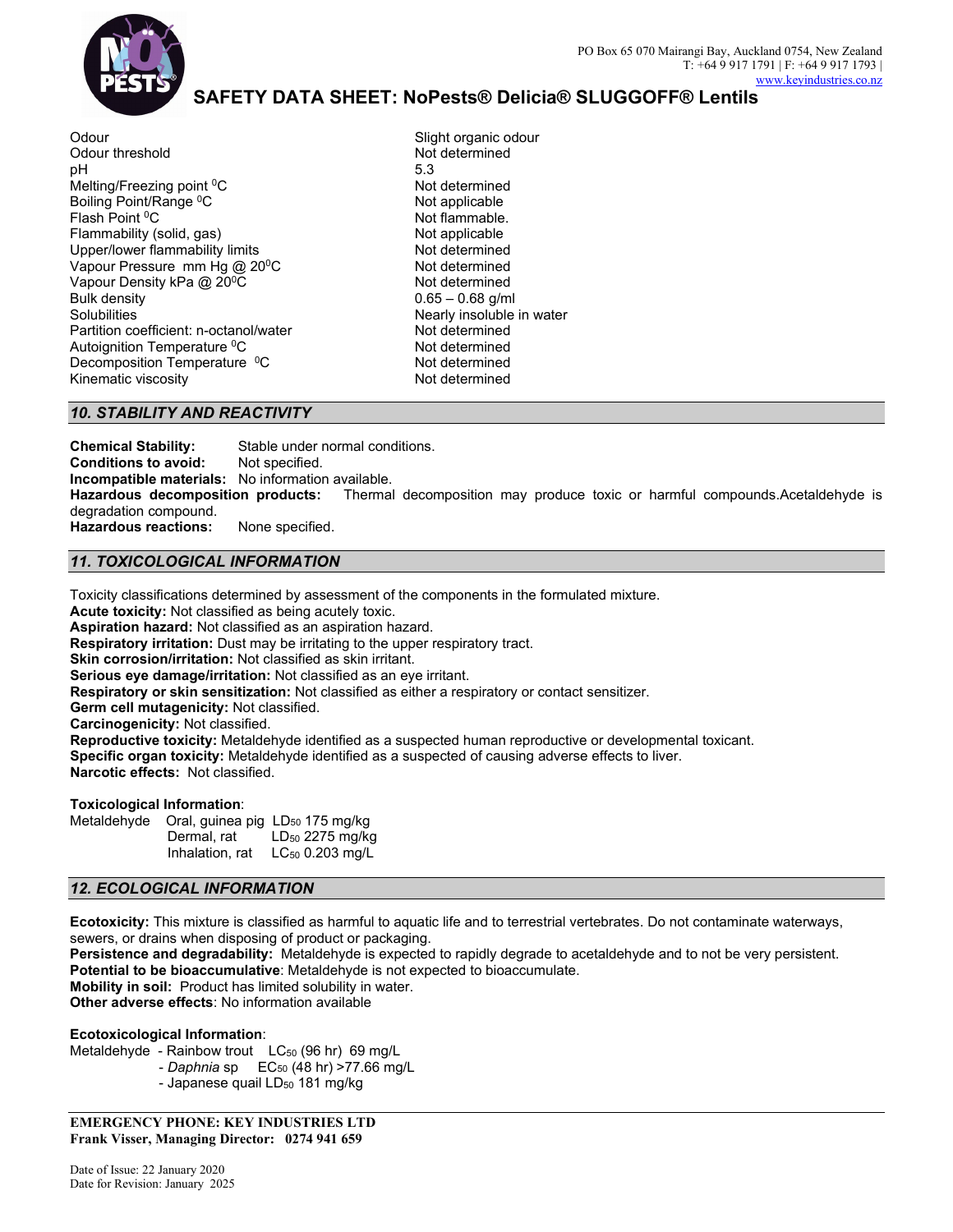| | |
|---|---|
| Odour | Slight organic odour |
| Odour threshold | Not determined |
| pH | 5.3 |
| Melting/Freezing point $^0$C | Not determined |
| Boiling Point/Range $^0$C | Not applicable |
| Flash Point $^0$C | Not flammable. |
| Flammability (solid, gas) | Not applicable |
| Upper/lower flammability limits | Not determined |
| Vapour Pressure mm Hg @ 20$^0$C | Not determined |
| Vapour Density kPa @ 20$^0$C | Not determined |
| Bulk density | 0.65 – 0.68 g/ml |
| Solubilities | Nearly insoluble in water |
| Partition coefficient: n-octanol/water | Not determined |
| Autoignition Temperature $^0$C | Not determined |
| Decomposition Temperature $^0$C | Not determined |
| Kinematic viscosity | Not determined |

## *10. STABILITY AND REACTIVITY*

**Chemical Stability:** Stable under normal conditions.
**Conditions to avoid:** Not specified.
**Incompatible materials:** No information available.
**Hazardous decomposition products:** Thermal decomposition may produce toxic or harmful compounds.Acetaldehyde is degradation compound.
**Hazardous reactions:** None specified.

## *11. TOXICOLOGICAL INFORMATION*

Toxicity classifications determined by assessment of the components in the formulated mixture.
**Acute toxicity:** Not classified as being acutely toxic.
**Aspiration hazard:** Not classified as an aspiration hazard.
**Respiratory irritation:** Dust may be irritating to the upper respiratory tract.
**Skin corrosion/irritation:** Not classified as skin irritant.
**Serious eye damage/irritation:** Not classified as an eye irritant.
**Respiratory or skin sensitization:** Not classified as either a respiratory or contact sensitizer.
**Germ cell mutagenicity:** Not classified.
**Carcinogenicity:** Not classified.
**Reproductive toxicity:** Metaldehyde identified as a suspected human reproductive or developmental toxicant.
**Specific organ toxicity:** Metaldehyde identified as a suspected of causing adverse effects to liver.
**Narcotic effects:** Not classified.

**Toxicological Information**:

| | | |
|---|---|---|
| Metaldehyde | Oral, guinea pig | $LD_{50}$ 175 mg/kg |
| | Dermal, rat | $LD_{50}$ 2275 mg/kg |
| | Inhalation, rat | $LC_{50}$ 0.203 mg/L |

## *12. ECOLOGICAL INFORMATION*

**Ecotoxicity:** This mixture is classified as harmful to aquatic life and to terrestrial vertebrates. Do not contaminate waterways, sewers, or drains when disposing of product or packaging.
**Persistence and degradability:** Metaldehyde is expected to rapidly degrade to acetaldehyde and to not be very persistent.
**Potential to be bioaccumulative**: Metaldehyde is not expected to bioaccumulate.
**Mobility in soil:** Product has limited solubility in water.
**Other adverse effects**: No information available

**Ecotoxicological Information**:

Metaldehyde - Rainbow trout $LC_{50}$ (96 hr) 69 mg/L
- *Daphnia* sp $EC_{50}$ (48 hr) >77.66 mg/L
- Japanese quail $LD_{50}$ 181 mg/kg

**EMERGENCY PHONE: KEY INDUSTRIES LTD**
**Frank Visser, Managing Director: 0274 941 659**

Date of Issue: 22 January 2020
Date for Revision: January 2025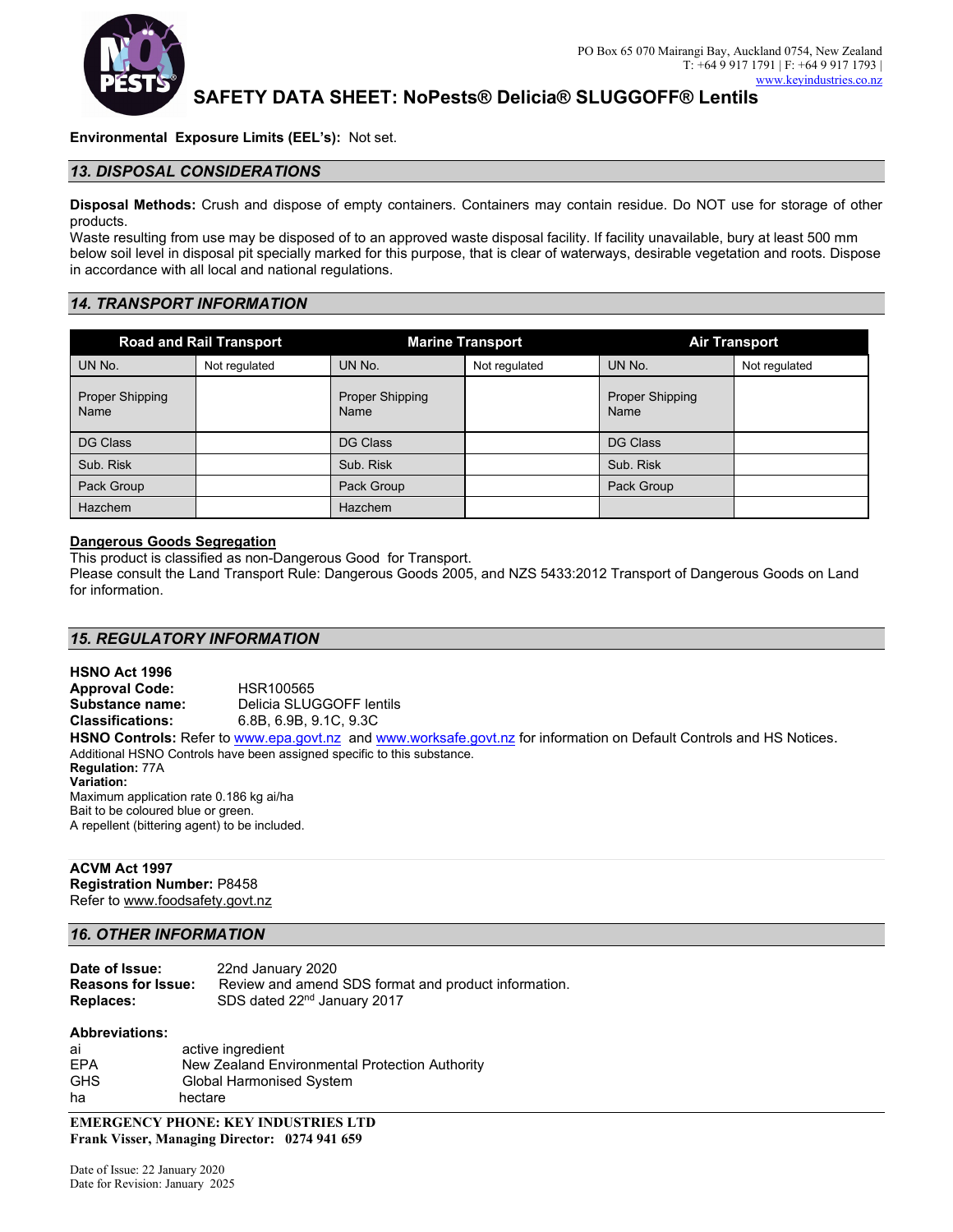**Environmental Exposure Limits (EEL's):** Not set.

## 13. DISPOSAL CONSIDERATIONS

**Disposal Methods:** Crush and dispose of empty containers. Containers may contain residue. Do NOT use for storage of other products.

Waste resulting from use may be disposed of to an approved waste disposal facility. If facility unavailable, bury at least 500 mm below soil level in disposal pit specially marked for this purpose, that is clear of waterways, desirable vegetation and roots. Dispose in accordance with all local and national regulations.

## 14. TRANSPORT INFORMATION

| Road and Rail Transport | | Marine Transport | | Air Transport | |
|---|---|---|---|---|---|
| UN No. | Not regulated | UN No. | Not regulated | UN No. | Not regulated |
| Proper Shipping Name | | Proper Shipping Name | | Proper Shipping Name | |
| DG Class | | DG Class | | DG Class | |
| Sub. Risk | | Sub. Risk | | Sub. Risk | |
| Pack Group | | Pack Group | | Pack Group | |
| Hazchem | | Hazchem | | | |

**Dangerous Goods Segregation**

This product is classified as non-Dangerous Good for Transport.

Please consult the Land Transport Rule: Dangerous Goods 2005, and NZS 5433:2012 Transport of Dangerous Goods on Land for information.

## 15. REGULATORY INFORMATION

**HSNO Act 1996**

**Approval Code:** HSR100565

**Substance name:** Delicia SLUGGOFF lentils

**Classifications:** 6.8B, 6.9B, 9.1C, 9.3C

**HSNO Controls:** Refer to www.epa.govt.nz and www.worksafe.govt.nz for information on Default Controls and HS Notices.

Additional HSNO Controls have been assigned specific to this substance.

**Regulation:** 77A

**Variation:**

Maximum application rate 0.186 kg ai/ha

Bait to be coloured blue or green.

A repellent (bittering agent) to be included.

**ACVM Act 1997**

**Registration Number:** P8458

Refer to www.foodsafety.govt.nz

## 16. OTHER INFORMATION

**Date of Issue:** 22nd January 2020

**Reasons for Issue:** Review and amend SDS format and product information.

**Replaces:** SDS dated 22nd January 2017

**Abbreviations:**

| | |
|---|---|
| ai | active ingredient |
| EPA | New Zealand Environmental Protection Authority |
| GHS | Global Harmonised System |
| ha | hectare |

**EMERGENCY PHONE: KEY INDUSTRIES LTD**

**Frank Visser, Managing Director: 0274 941 659**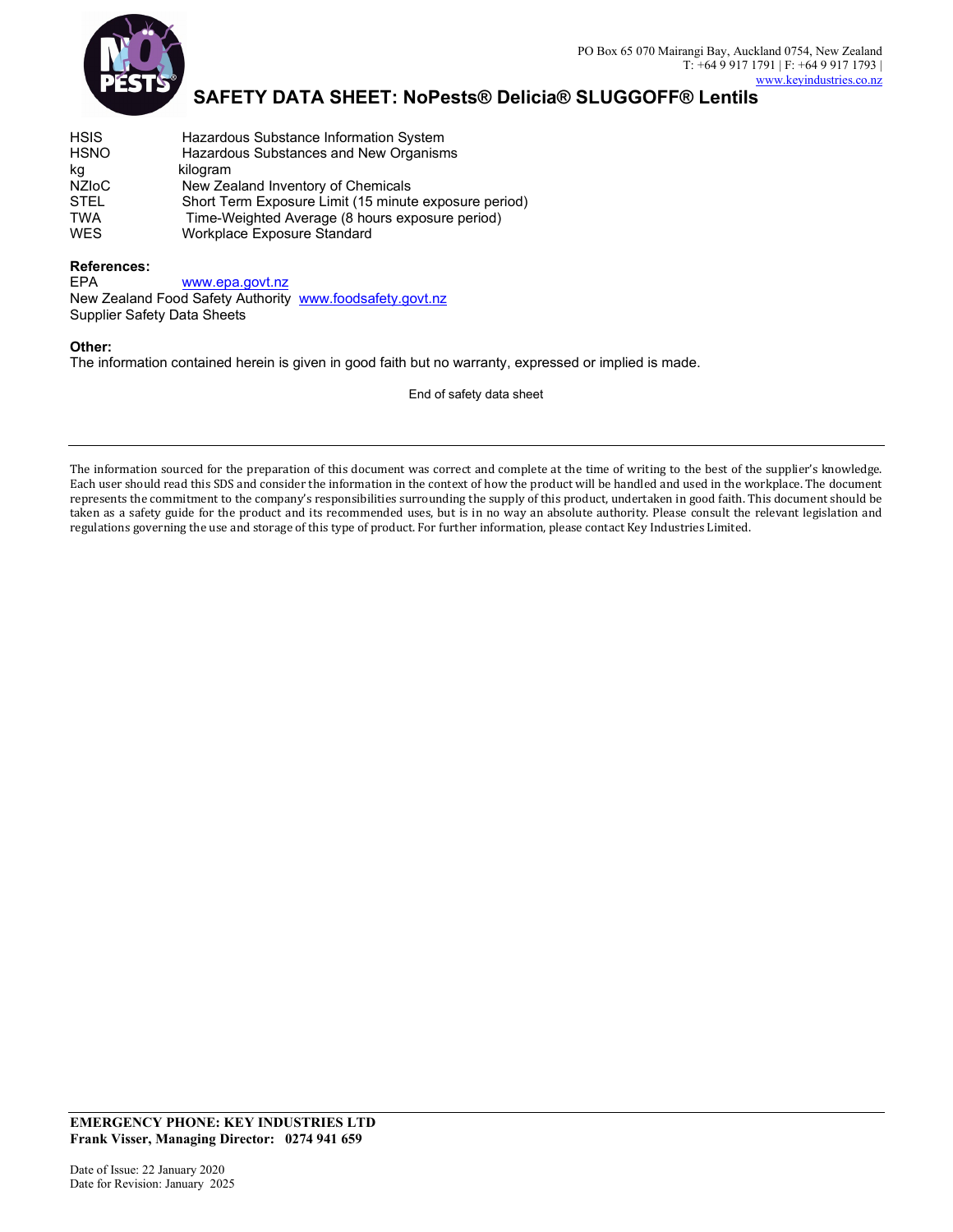| | |
|---|---|
| HSIS | Hazardous Substance Information System |
| HSNO | Hazardous Substances and New Organisms |
| kg | kilogram |
| NZIoC | New Zealand Inventory of Chemicals |
| STEL | Short Term Exposure Limit (15 minute exposure period) |
| TWA | Time-Weighted Average (8 hours exposure period) |
| WES | Workplace Exposure Standard |

**References:**

EPA www.epa.govt.nz

New Zealand Food Safety Authority www.foodsafety.govt.nz

Supplier Safety Data Sheets

**Other:**

The information contained herein is given in good faith but no warranty, expressed or implied is made.

End of safety data sheet

---

The information sourced for the preparation of this document was correct and complete at the time of writing to the best of the supplier's knowledge. Each user should read this SDS and consider the information in the context of how the product will be handled and used in the workplace. The document represents the commitment to the company's responsibilities surrounding the supply of this product, undertaken in good faith. This document should be taken as a safety guide for the product and its recommended uses, but is in no way an absolute authority. Please consult the relevant legislation and regulations governing the use and storage of this type of product. For further information, please contact Key Industries Limited.

---

**EMERGENCY PHONE: KEY INDUSTRIES LTD**
**Frank Visser, Managing Director: 0274 941 659**

Date of Issue: 22 January 2020
Date for Revision: January 2025